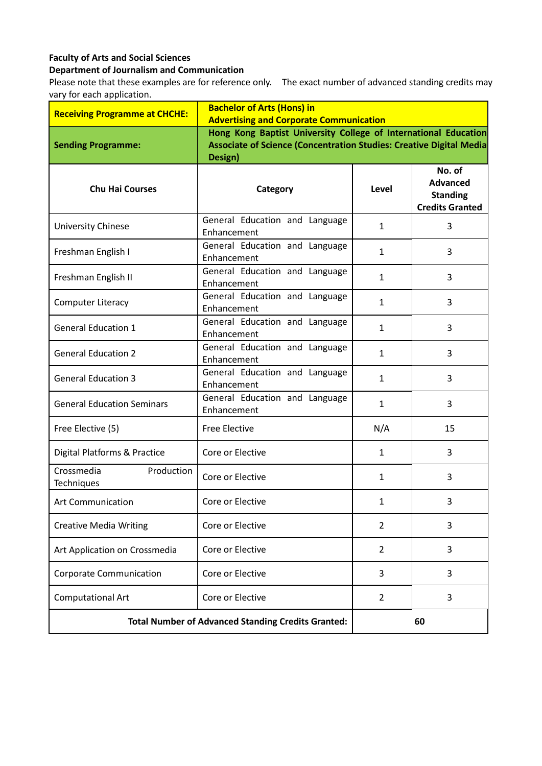**Faculty of Arts and Social Sciences**

**Department of Journalism and Communication**

Please note that these examples are for reference only. The exact number of advanced standing credits may vary for each application.

| **Receiving Programme at CHCHE:** | **Bachelor of Arts (Hons) in Advertising and Corporate Communication** | | |
|---|---|---|---|
| **Sending Programme:** | **Hong Kong Baptist University College of International Education Associate of Science (Concentration Studies: Creative Digital Media Design)** | | |
| **Chu Hai Courses** | **Category** | **Level** | **No. of Advanced Standing Credits Granted** |
| University Chinese | General Education and Language Enhancement | 1 | 3 |
| Freshman English I | General Education and Language Enhancement | 1 | 3 |
| Freshman English II | General Education and Language Enhancement | 1 | 3 |
| Computer Literacy | General Education and Language Enhancement | 1 | 3 |
| General Education 1 | General Education and Language Enhancement | 1 | 3 |
| General Education 2 | General Education and Language Enhancement | 1 | 3 |
| General Education 3 | General Education and Language Enhancement | 1 | 3 |
| General Education Seminars | General Education and Language Enhancement | 1 | 3 |
| Free Elective (5) | Free Elective | N/A | 15 |
| Digital Platforms & Practice | Core or Elective | 1 | 3 |
| Crossmedia Production Techniques | Core or Elective | 1 | 3 |
| Art Communication | Core or Elective | 1 | 3 |
| Creative Media Writing | Core or Elective | 2 | 3 |
| Art Application on Crossmedia | Core or Elective | 2 | 3 |
| Corporate Communication | Core or Elective | 3 | 3 |
| Computational Art | Core or Elective | 2 | 3 |
| **Total Number of Advanced Standing Credits Granted:** | | **60** | |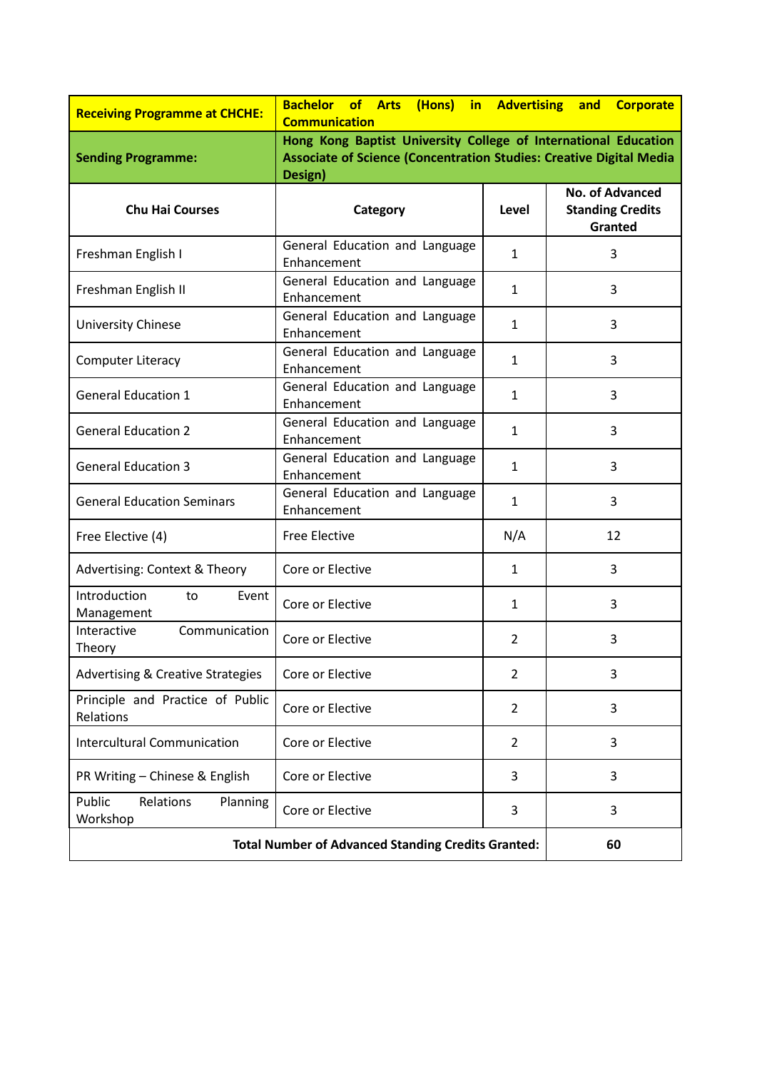| Receiving Programme at CHCHE: | **Bachelor of Arts (Hons) in Advertising and Corporate Communication** | | |
|---|---|---|---|
| **Sending Programme:** | **Hong Kong Baptist University College of International Education Associate of Science (Concentration Studies: Creative Digital Media Design)** | | |
| **Chu Hai Courses** | **Category** | **Level** | **No. of Advanced Standing Credits Granted** |
| Freshman English I | General Education and Language Enhancement | 1 | 3 |
| Freshman English II | General Education and Language Enhancement | 1 | 3 |
| University Chinese | General Education and Language Enhancement | 1 | 3 |
| Computer Literacy | General Education and Language Enhancement | 1 | 3 |
| General Education 1 | General Education and Language Enhancement | 1 | 3 |
| General Education 2 | General Education and Language Enhancement | 1 | 3 |
| General Education 3 | General Education and Language Enhancement | 1 | 3 |
| General Education Seminars | General Education and Language Enhancement | 1 | 3 |
| Free Elective (4) | Free Elective | N/A | 12 |
| Advertising: Context & Theory | Core or Elective | 1 | 3 |
| Introduction to Event Management | Core or Elective | 1 | 3 |
| Interactive Communication Theory | Core or Elective | 2 | 3 |
| Advertising & Creative Strategies | Core or Elective | 2 | 3 |
| Principle and Practice of Public Relations | Core or Elective | 2 | 3 |
| Intercultural Communication | Core or Elective | 2 | 3 |
| PR Writing – Chinese & English | Core or Elective | 3 | 3 |
| Public Relations Planning Workshop | Core or Elective | 3 | 3 |
| **Total Number of Advanced Standing Credits Granted:** | | | **60** |